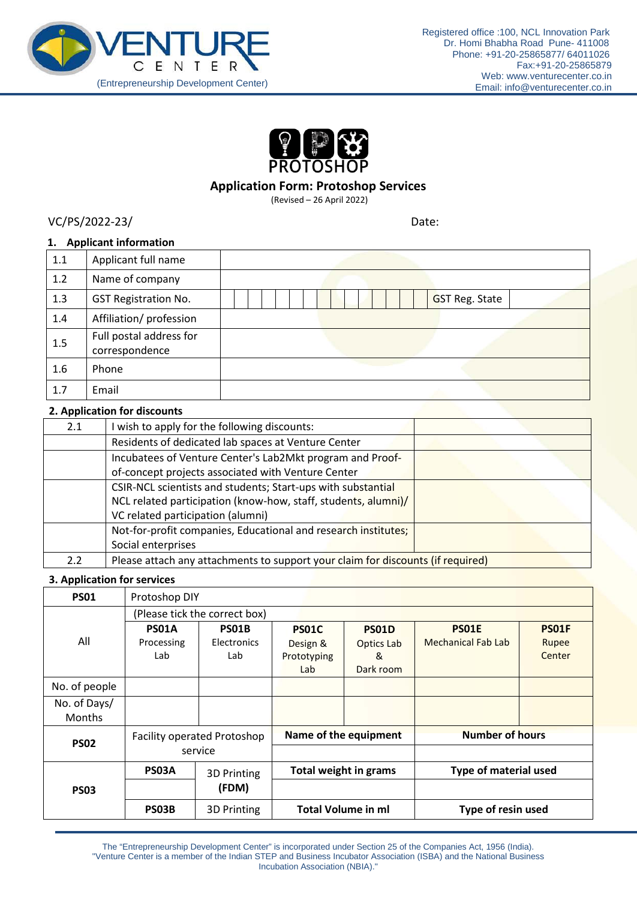VENTURE CENTER
(Entrepreneurship Development Center)

Registered office :100, NCL Innovation Park
Dr. Homi Bhabha Road Pune- 411008
Phone: +91-20-25865877/ 64011026
Fax:+91-20-25865879
Web: www.venturecenter.co.in
Email: info@venturecenter.co.in

PROTOSHOP

## Application Form: Protoshop Services

(Revised – 26 April 2022)

VC/PS/2022-23/ Date:

### 1. Applicant information

| | | |
|---|---|---|
| 1.1 | Applicant full name | |
| 1.2 | Name of company | |
| 1.3 | GST Registration No. | GST Reg. State |
| 1.4 | Affiliation/ profession | |
| 1.5 | Full postal address for correspondence | |
| 1.6 | Phone | |
| 1.7 | Email | |

### 2. Application for discounts

| | | |
|---|---|---|
| 2.1 | I wish to apply for the following discounts: | |
| | Residents of dedicated lab spaces at Venture Center | |
| | Incubatees of Venture Center's Lab2Mkt program and Proof-of-concept projects associated with Venture Center | |
| | CSIR-NCL scientists and students; Start-ups with substantial NCL related participation (know-how, staff, students, alumni)/ VC related participation (alumni) | |
| | Not-for-profit companies, Educational and research institutes; Social enterprises | |
| 2.2 | Please attach any attachments to support your claim for discounts (if required) | |

### 3. Application for services

| **PS01** | Protoshop DIY | | | | | |
|---|---|---|---|---|---|---|
| All | (Please tick the correct box) | | | | | |
| | **PS01A** Processing Lab | **PS01B** Electronics Lab | **PS01C** Design & Prototyping Lab | **PS01D** Optics Lab & Dark room | **PS01E** Mechanical Fab Lab | **PS01F** Rupee Center |
| No. of people | | | | | | |
| No. of Days/ Months | | | | | | |
| **PS02** | Facility operated Protoshop service | | **Name of the equipment** | | **Number of hours** | |
| | | | | | | |
| **PS03** | **PS03A** | 3D Printing **(FDM)** | **Total weight in grams** | | **Type of material used** | |
| | | | | | | |
| | **PS03B** | 3D Printing | **Total Volume in ml** | | **Type of resin used** | |

The "Entrepreneurship Development Center" is incorporated under Section 25 of the Companies Act, 1956 (India).
"Venture Center is a member of the Indian STEP and Business Incubator Association (ISBA) and the National Business Incubation Association (NBIA)."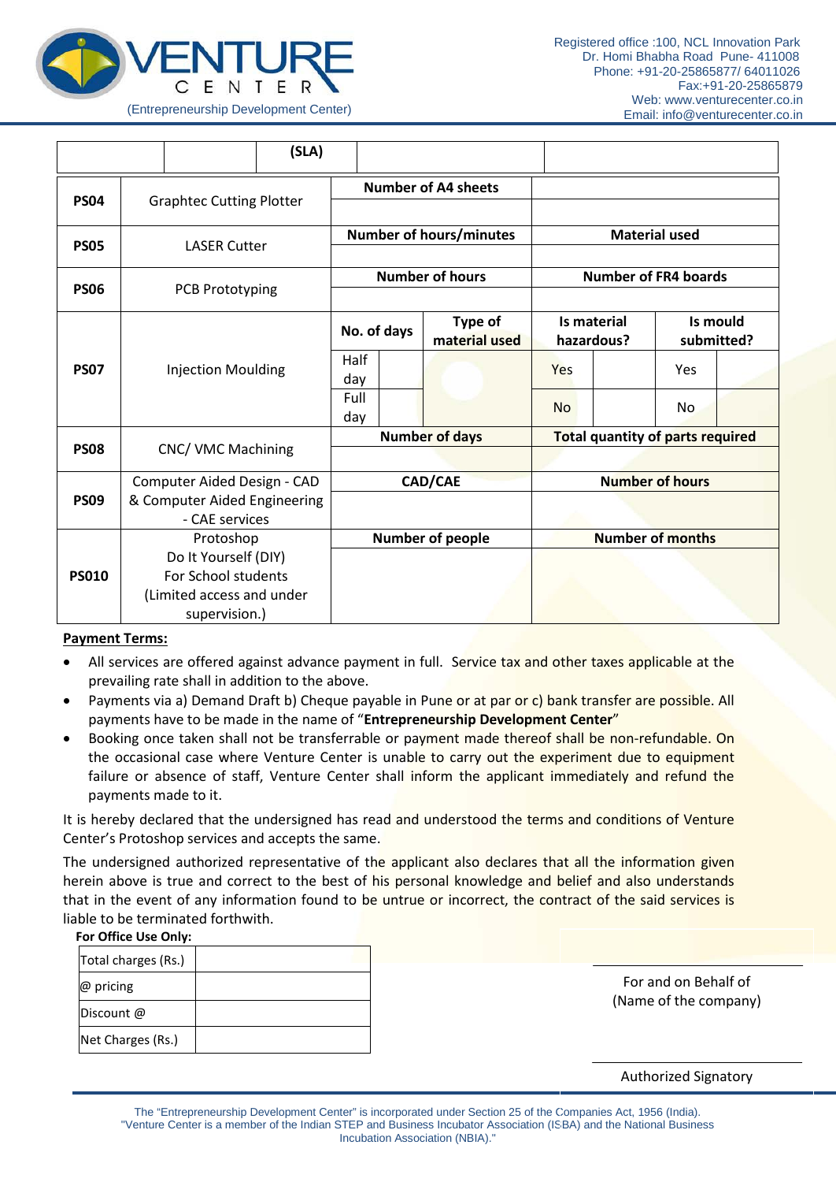| | | (SLA) | | |
|---|---|---|---|---|

| | | | | | | | | |
|---|---|---|---|---|---|---|---|---|
| **PS04** | Graphtec Cutting Plotter | **Number of A4 sheets** | | | | | | |
| | | | | | | | | |
| **PS05** | LASER Cutter | **Number of hours/minutes** | | | **Material used** | | | |
| | | | | | | | | |
| **PS06** | PCB Prototyping | **Number of hours** | | | **Number of FR4 boards** | | | |
| | | | | | | | | |
| **PS07** | Injection Moulding | **No. of days** | | **Type of material used** | **Is material hazardous?** | | **Is mould submitted?** | |
| | | Half day | | | Yes | | Yes | |
| | | Full day | | | No | | No | |
| **PS08** | CNC/ VMC Machining | **Number of days** | | | **Total quantity of parts required** | | | |
| | | | | | | | | |
| **PS09** | Computer Aided Design - CAD & Computer Aided Engineering - CAE services | **CAD/CAE** | | | **Number of hours** | | | |
| | | | | | | | | |
| **PS010** | Protoshop Do It Yourself (DIY) For School students (Limited access and under supervision.) | **Number of people** | | | **Number of months** | | | |
| | | | | | | | | |

**Payment Terms:**

- All services are offered against advance payment in full. Service tax and other taxes applicable at the prevailing rate shall in addition to the above.
- Payments via a) Demand Draft b) Cheque payable in Pune or at par or c) bank transfer are possible. All payments have to be made in the name of "**Entrepreneurship Development Center**"
- Booking once taken shall not be transferrable or payment made thereof shall be non-refundable. On the occasional case where Venture Center is unable to carry out the experiment due to equipment failure or absence of staff, Venture Center shall inform the applicant immediately and refund the payments made to it.

It is hereby declared that the undersigned has read and understood the terms and conditions of Venture Center's Protoshop services and accepts the same.

The undersigned authorized representative of the applicant also declares that all the information given herein above is true and correct to the best of his personal knowledge and belief and also understands that in the event of any information found to be untrue or incorrect, the contract of the said services is liable to be terminated forthwith.

**For Office Use Only:**

| | |
|---|---|
| Total charges (Rs.) | |
| @ pricing | |
| Discount @ | |
| Net Charges (Rs.) | |

For and on Behalf of
(Name of the company)

Authorized Signatory